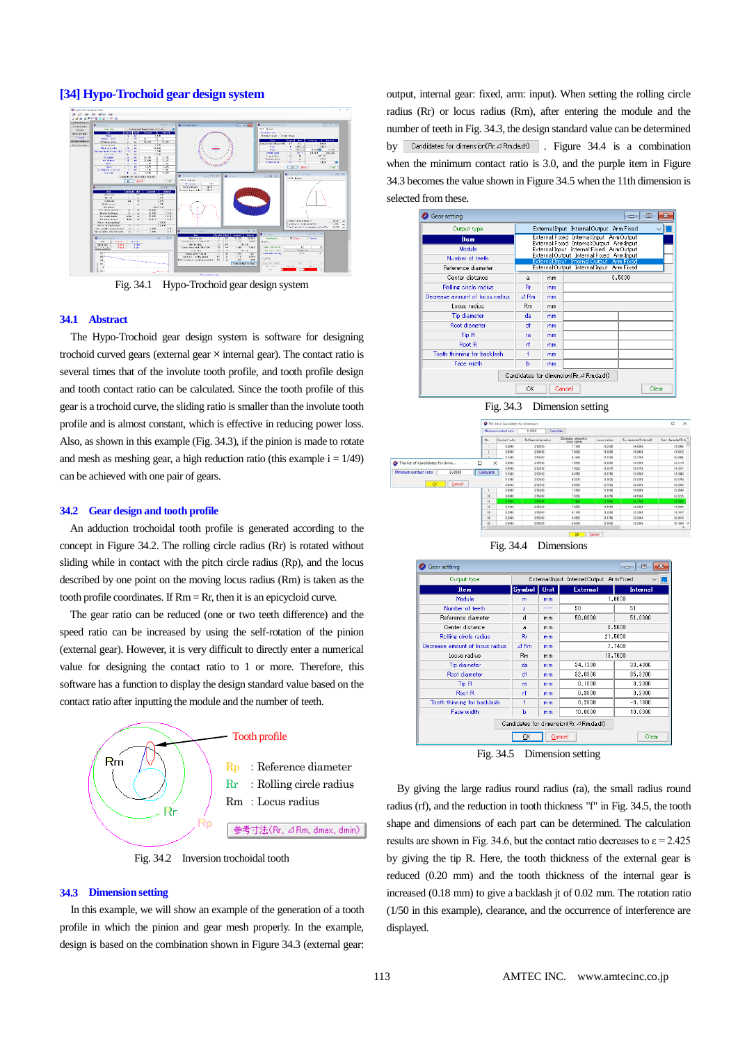## [34] Hypo-Trochoid gear design system

Fig. 34.1 Hypo-Trochoid gear design system

### 34.1 Abstract

The Hypo-Trochoid gear design system is software for designing trochoid curved gears (external gear × internal gear). The contact ratio is several times that of the involute tooth profile, and tooth profile design and tooth contact ratio can be calculated. Since the tooth profile of this gear is a trochoid curve, the sliding ratio is smaller than the involute tooth profile and is almost constant, which is effective in reducing power loss. Also, as shown in this example (Fig. 34.3), if the pinion is made to rotate and mesh as meshing gear, a high reduction ratio (this example i = 1/49) can be achieved with one pair of gears.

### 34.2 Gear design and tooth profile

An adduction trochoidal tooth profile is generated according to the concept in Figure 34.2. The rolling circle radius (Rr) is rotated without sliding while in contact with the pitch circle radius (Rp), and the locus described by one point on the moving locus radius (Rm) is taken as the tooth profile coordinates. If Rm = Rr, then it is an epicycloid curve.

The gear ratio can be reduced (one or two teeth difference) and the speed ratio can be increased by using the self-rotation of the pinion (external gear). However, it is very difficult to directly enter a numerical value for designing the contact ratio to 1 or more. Therefore, this software has a function to display the design standard value based on the contact ratio after inputting the module and the number of teeth.

Tooth profile

Rp : Reference diameter
Rr : Rolling circle radius
Rm : Locus radius

参考寸法(Rr, ⊿Rm, dmax, dmin)

Fig. 34.2 Inversion trochoidal tooth

### 34.3 Dimension setting

In this example, we will show an example of the generation of a tooth profile in which the pinion and gear mesh properly. In the example, design is based on the combination shown in Figure 34.3 (external gear: output, internal gear: fixed, arm: input). When setting the rolling circle radius (Rr) or locus radius (Rm), after entering the module and the number of teeth in Fig. 34.3, the design standard value can be determined by [Candidates for dimension(Rr,⊿Rm,da,df)]. Figure 34.4 is a combination when the minimum contact ratio is 3.0, and the purple item in Figure 34.3 becomes the value shown in Figure 34.5 when the 11th dimension is selected from these.

Fig. 34.3 Dimension setting

Fig. 34.4 Dimensions

| Item | Symbol | Unit | External | Internal |
|---|---|---|---|---|
| Module | m | mm | 1.0000 | |
| Number of teeth | z | --- | 50 | 51 |
| Reference diameter | d | mm | 50.0000 | 51.0000 |
| Center distance | a | mm | 0.5000 | |
| Rolling circle radius | Rr | mm | 21.5000 | |
| Decrease amount of locus radius | ⊿Rm | mm | 7.7400 | |
| Locus radius | Rm | mm | 13.7600 | |
| Tip diameter | da | mm | 34.1200 | 33.4300 |
| Root diameter | df | mm | 32.0300 | 35.3200 |
| Tip R | ra | mm | 0.1000 | 0.2000 |
| Root R | rf | mm | 0.3000 | 0.2000 |
| Tooth thinning for backlash | f | mm | 0.2000 | -0.1800 |
| Face width | b | mm | 10.0000 | 10.0000 |

Fig. 34.5 Dimension setting

By giving the large radius round radius (ra), the small radius round radius (rf), and the reduction in tooth thickness "f" in Fig. 34.5, the tooth shape and dimensions of each part can be determined. The calculation results are shown in Fig. 34.6, but the contact ratio decreases to ε = 2.425 by giving the tip R. Here, the tooth thickness of the external gear is reduced (0.20 mm) and the tooth thickness of the internal gear is increased (0.18 mm) to give a backlash jt of 0.02 mm. The rotation ratio (1/50 in this example), clearance, and the occurrence of interference are displayed.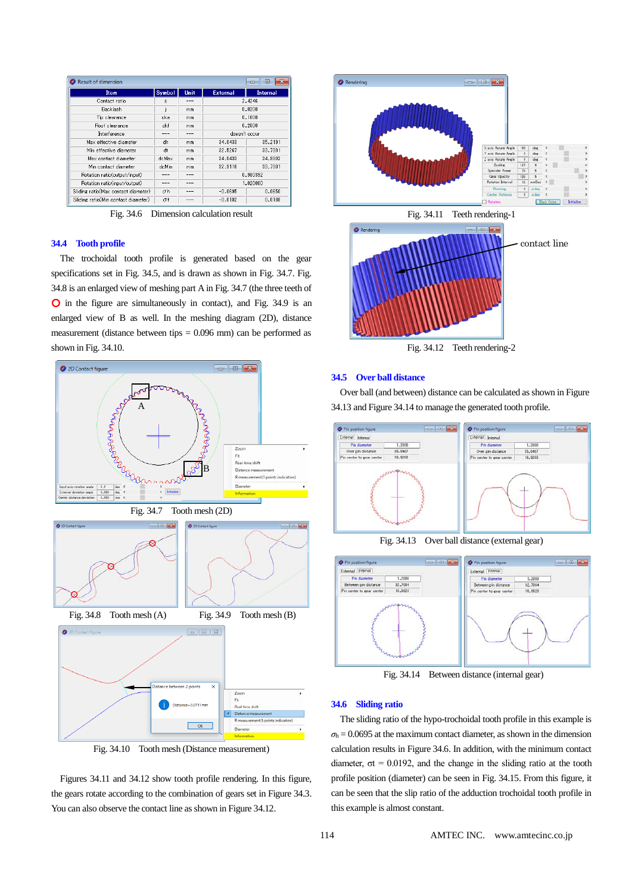| Item | Symbol | Unit | External | Internal |
|---|---|---|---|---|
| Contact ratio | ε | --- | 2.4246 | |
| Backlash | j | mm | 0.0200 | |
| Tip clearance | cka | mm | 0.1000 | |
| Root clearance | ckf | mm | 0.2000 | |
| Interference | --- | --- | doesn't occur | |
| Max effective diameter | dh | mm | 34.0433 | 35.2191 |
| Min effective diameter | dt | mm | 32.5267 | 33.7301 |
| Max contact diameter | dcMax | mm | 34.0433 | 34.9902 |
| Min contact diameter | dcMin | mm | 32.9118 | 33.7301 |
| Rotation ratio(output/input) | --- | --- | 0.980392 | |
| Rotation ratio(input/output) | --- | --- | 1.020000 | |
| Sliding ratio(Max contact diameter) | σh | --- | -0.0695 | 0.0650 |
| Sliding ratio(Min contact diameter) | σt | --- | -0.0192 | 0.0188 |

Fig. 34.6 Dimension calculation result

## 34.4 Tooth profile

The trochoidal tooth profile is generated based on the gear specifications set in Fig. 34.5, and is drawn as shown in Fig. 34.7. Fig. 34.8 is an enlarged view of meshing part A in Fig. 34.7 (the three teeth of ○ in the figure are simultaneously in contact), and Fig. 34.9 is an enlarged view of B as well. In the meshing diagram (2D), distance measurement (distance between tips = 0.096 mm) can be performed as shown in Fig. 34.10.

Fig. 34.7 Tooth mesh (2D)

Fig. 34.8 Tooth mesh (A)

Fig. 34.9 Tooth mesh (B)

Fig. 34.10 Tooth mesh (Distance measurement)

Figures 34.11 and 34.12 show tooth profile rendering. In this figure, the gears rotate according to the combination of gears set in Figure 34.3. You can also observe the contact line as shown in Figure 34.12.

Fig. 34.11 Teeth rendering-1

contact line

Fig. 34.12 Teeth rendering-2

## 34.5 Over ball distance

Over ball (and between) distance can be calculated as shown in Figure 34.13 and Figure 34.14 to manage the generated tooth profile.

Fig. 34.13 Over ball distance (external gear)

Fig. 34.14 Between distance (internal gear)

## 34.6 Sliding ratio

The sliding ratio of the hypo-trochoidal tooth profile in this example is $\sigma_h = 0.0695$ at the maximum contact diameter, as shown in the dimension calculation results in Figure 34.6. In addition, with the minimum contact diameter, $\sigma t = 0.0192$, and the change in the sliding ratio at the tooth profile position (diameter) can be seen in Fig. 34.15. From this figure, it can be seen that the slip ratio of the adduction trochoidal tooth profile in this example is almost constant.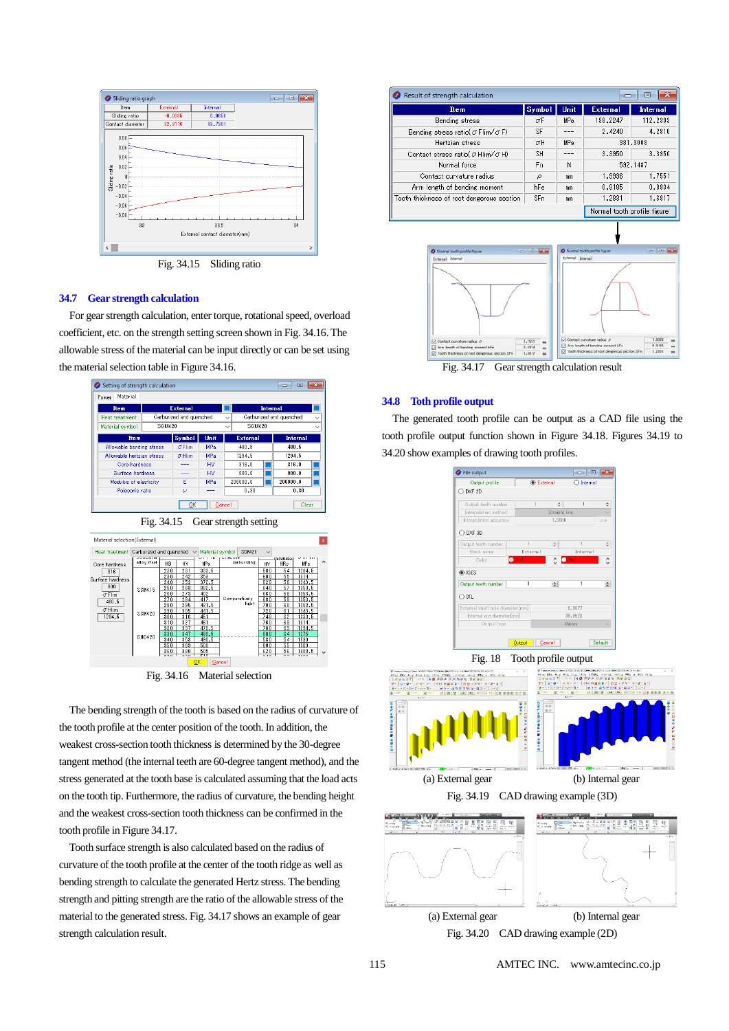Fig. 34.15 Sliding ratio

## 34.7 Gear strength calculation

For gear strength calculation, enter torque, rotational speed, overload coefficient, etc. on the strength setting screen shown in Fig. 34.16. The allowable stress of the material can be input directly or can be set using the material selection table in Figure 34.16.

Fig. 34.15 Gear strength setting

Fig. 34.16 Material selection

The bending strength of the tooth is based on the radius of curvature of the tooth profile at the center position of the tooth. In addition, the weakest cross-section tooth thickness is determined by the 30-degree tangent method (the internal teeth are 60-degree tangent method), and the stress generated at the tooth base is calculated assuming that the load acts on the tooth tip. Furthermore, the radius of curvature, the bending height and the weakest cross-section tooth thickness can be confirmed in the tooth profile in Figure 34.17.

Tooth surface strength is also calculated based on the radius of curvature of the tooth profile at the center of the tooth ridge as well as bending strength to calculate the generated Hertz stress. The bending strength and pitting strength are the ratio of the allowable stress of the material to the generated stress. Fig. 34.17 shows an example of gear strength calculation result.

Fig. 34.17 Gear strength calculation result

## 34.8 Toth profile output

The generated tooth profile can be output as a CAD file using the tooth profile output function shown in Figure 34.18. Figures 34.19 to 34.20 show examples of drawing tooth profiles.

Fig. 18 Tooth profile output

(a) External gear (b) Internal gear

Fig. 34.19 CAD drawing example (3D)

(a) External gear (b) Internal gear

Fig. 34.20 CAD drawing example (2D)

AMTEC INC. www.amtecinc.co.jp